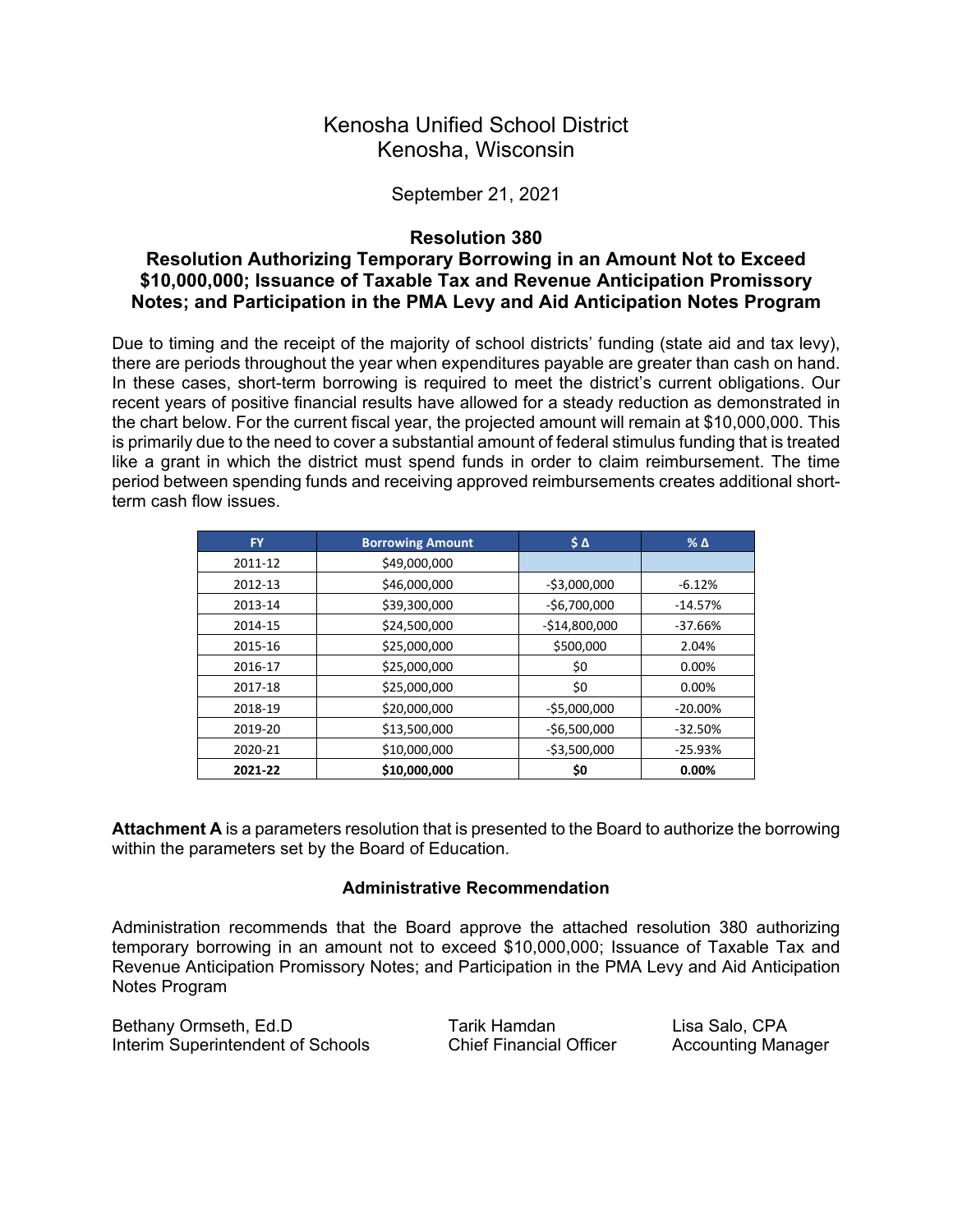# Kenosha Unified School District
# Kenosha, Wisconsin

September 21, 2021

## Resolution 380
## Resolution Authorizing Temporary Borrowing in an Amount Not to Exceed $10,000,000; Issuance of Taxable Tax and Revenue Anticipation Promissory Notes; and Participation in the PMA Levy and Aid Anticipation Notes Program

Due to timing and the receipt of the majority of school districts' funding (state aid and tax levy), there are periods throughout the year when expenditures payable are greater than cash on hand. In these cases, short-term borrowing is required to meet the district's current obligations. Our recent years of positive financial results have allowed for a steady reduction as demonstrated in the chart below. For the current fiscal year, the projected amount will remain at $10,000,000. This is primarily due to the need to cover a substantial amount of federal stimulus funding that is treated like a grant in which the district must spend funds in order to claim reimbursement. The time period between spending funds and receiving approved reimbursements creates additional short-term cash flow issues.

| FY | Borrowing Amount | $ Δ | % Δ |
|---|---|---|---|
| 2011-12 | $49,000,000 | | |
| 2012-13 | $46,000,000 | -$3,000,000 | -6.12% |
| 2013-14 | $39,300,000 | -$6,700,000 | -14.57% |
| 2014-15 | $24,500,000 | -$14,800,000 | -37.66% |
| 2015-16 | $25,000,000 | $500,000 | 2.04% |
| 2016-17 | $25,000,000 | $0 | 0.00% |
| 2017-18 | $25,000,000 | $0 | 0.00% |
| 2018-19 | $20,000,000 | -$5,000,000 | -20.00% |
| 2019-20 | $13,500,000 | -$6,500,000 | -32.50% |
| 2020-21 | $10,000,000 | -$3,500,000 | -25.93% |
| **2021-22** | **$10,000,000** | **$0** | **0.00%** |

**Attachment A** is a parameters resolution that is presented to the Board to authorize the borrowing within the parameters set by the Board of Education.

### Administrative Recommendation

Administration recommends that the Board approve the attached resolution 380 authorizing temporary borrowing in an amount not to exceed $10,000,000; Issuance of Taxable Tax and Revenue Anticipation Promissory Notes; and Participation in the PMA Levy and Aid Anticipation Notes Program

Bethany Ormseth, Ed.D
Interim Superintendent of Schools

Tarik Hamdan
Chief Financial Officer

Lisa Salo, CPA
Accounting Manager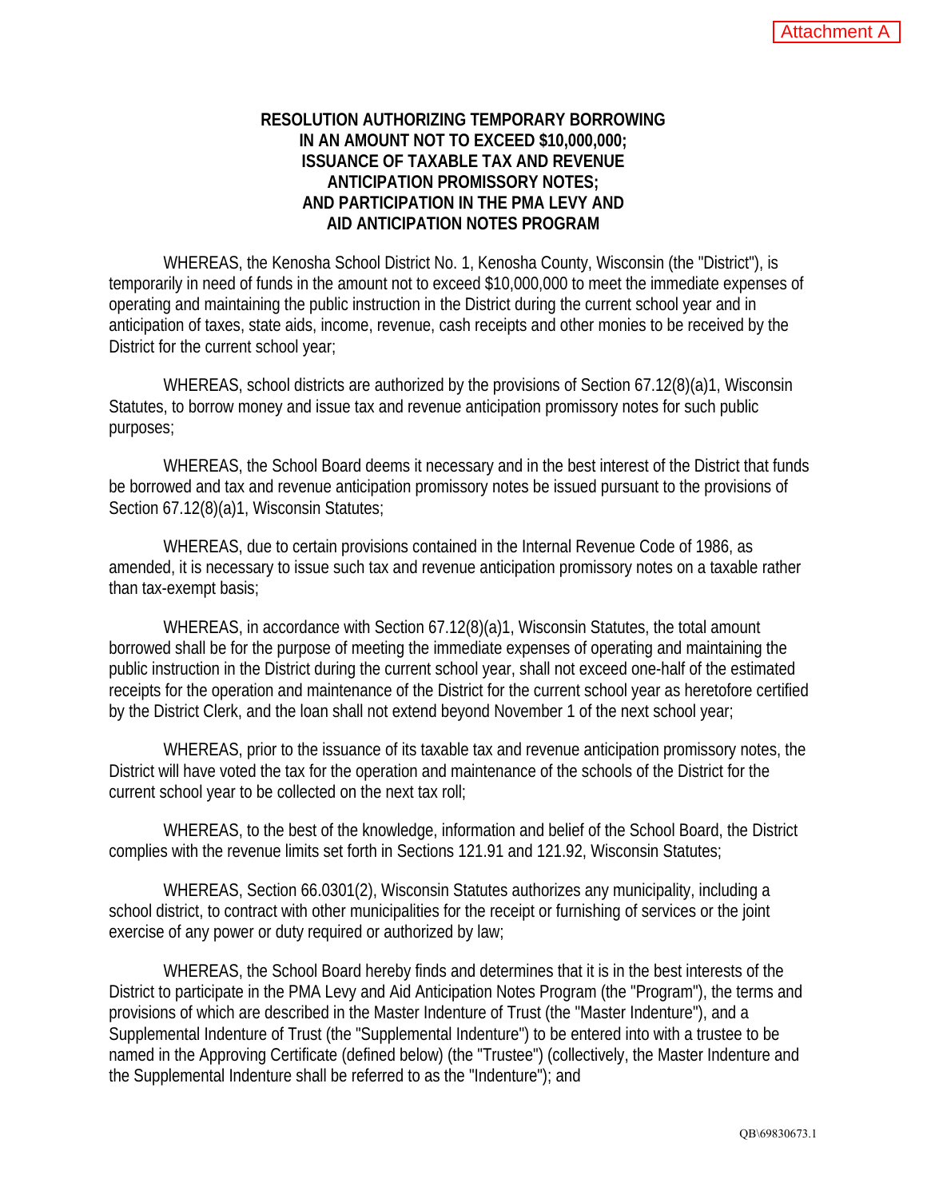Attachment A

**RESOLUTION AUTHORIZING TEMPORARY BORROWING IN AN AMOUNT NOT TO EXCEED $10,000,000; ISSUANCE OF TAXABLE TAX AND REVENUE ANTICIPATION PROMISSORY NOTES; AND PARTICIPATION IN THE PMA LEVY AND AID ANTICIPATION NOTES PROGRAM**

WHEREAS, the Kenosha School District No. 1, Kenosha County, Wisconsin (the "District"), is temporarily in need of funds in the amount not to exceed $10,000,000 to meet the immediate expenses of operating and maintaining the public instruction in the District during the current school year and in anticipation of taxes, state aids, income, revenue, cash receipts and other monies to be received by the District for the current school year;

WHEREAS, school districts are authorized by the provisions of Section 67.12(8)(a)1, Wisconsin Statutes, to borrow money and issue tax and revenue anticipation promissory notes for such public purposes;

WHEREAS, the School Board deems it necessary and in the best interest of the District that funds be borrowed and tax and revenue anticipation promissory notes be issued pursuant to the provisions of Section 67.12(8)(a)1, Wisconsin Statutes;

WHEREAS, due to certain provisions contained in the Internal Revenue Code of 1986, as amended, it is necessary to issue such tax and revenue anticipation promissory notes on a taxable rather than tax-exempt basis;

WHEREAS, in accordance with Section 67.12(8)(a)1, Wisconsin Statutes, the total amount borrowed shall be for the purpose of meeting the immediate expenses of operating and maintaining the public instruction in the District during the current school year, shall not exceed one-half of the estimated receipts for the operation and maintenance of the District for the current school year as heretofore certified by the District Clerk, and the loan shall not extend beyond November 1 of the next school year;

WHEREAS, prior to the issuance of its taxable tax and revenue anticipation promissory notes, the District will have voted the tax for the operation and maintenance of the schools of the District for the current school year to be collected on the next tax roll;

WHEREAS, to the best of the knowledge, information and belief of the School Board, the District complies with the revenue limits set forth in Sections 121.91 and 121.92, Wisconsin Statutes;

WHEREAS, Section 66.0301(2), Wisconsin Statutes authorizes any municipality, including a school district, to contract with other municipalities for the receipt or furnishing of services or the joint exercise of any power or duty required or authorized by law;

WHEREAS, the School Board hereby finds and determines that it is in the best interests of the District to participate in the PMA Levy and Aid Anticipation Notes Program (the "Program"), the terms and provisions of which are described in the Master Indenture of Trust (the "Master Indenture"), and a Supplemental Indenture of Trust (the "Supplemental Indenture") to be entered into with a trustee to be named in the Approving Certificate (defined below) (the "Trustee") (collectively, the Master Indenture and the Supplemental Indenture shall be referred to as the "Indenture"); and

QB\69830673.1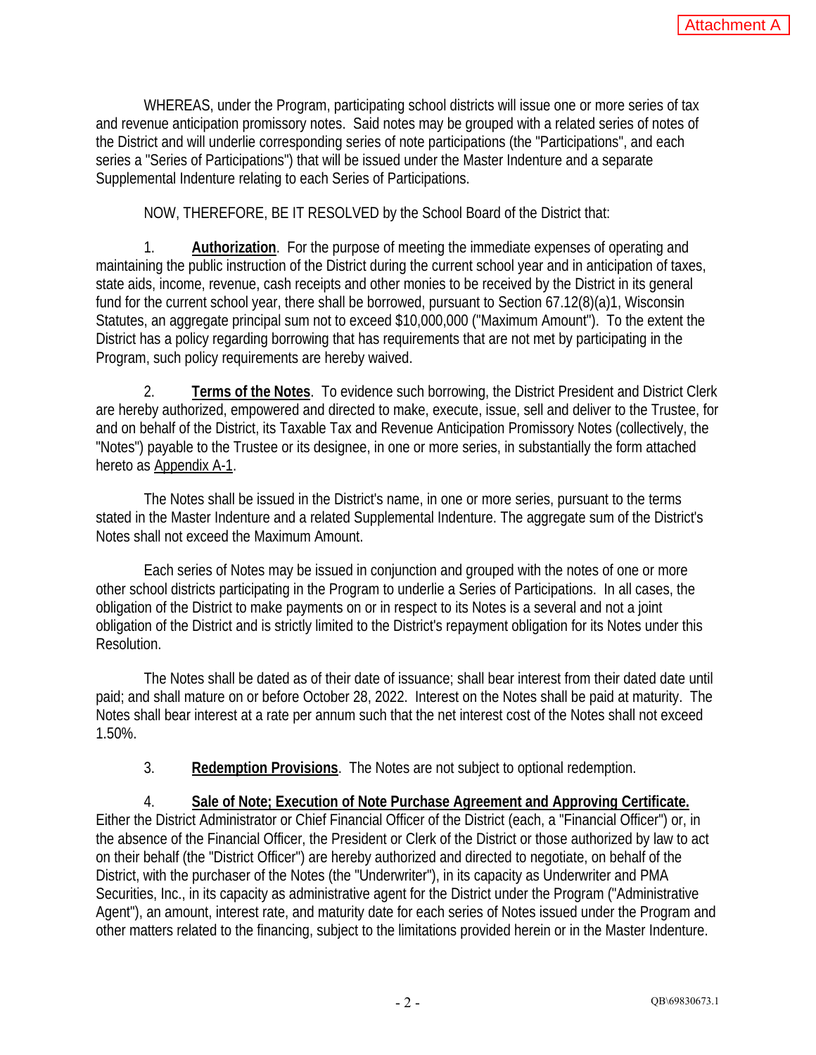WHEREAS, under the Program, participating school districts will issue one or more series of tax and revenue anticipation promissory notes. Said notes may be grouped with a related series of notes of the District and will underlie corresponding series of note participations (the "Participations", and each series a "Series of Participations") that will be issued under the Master Indenture and a separate Supplemental Indenture relating to each Series of Participations.

NOW, THEREFORE, BE IT RESOLVED by the School Board of the District that:

1. **Authorization**. For the purpose of meeting the immediate expenses of operating and maintaining the public instruction of the District during the current school year and in anticipation of taxes, state aids, income, revenue, cash receipts and other monies to be received by the District in its general fund for the current school year, there shall be borrowed, pursuant to Section 67.12(8)(a)1, Wisconsin Statutes, an aggregate principal sum not to exceed $10,000,000 ("Maximum Amount"). To the extent the District has a policy regarding borrowing that has requirements that are not met by participating in the Program, such policy requirements are hereby waived.

2. **Terms of the Notes**. To evidence such borrowing, the District President and District Clerk are hereby authorized, empowered and directed to make, execute, issue, sell and deliver to the Trustee, for and on behalf of the District, its Taxable Tax and Revenue Anticipation Promissory Notes (collectively, the "Notes") payable to the Trustee or its designee, in one or more series, in substantially the form attached hereto as Appendix A-1.

The Notes shall be issued in the District's name, in one or more series, pursuant to the terms stated in the Master Indenture and a related Supplemental Indenture. The aggregate sum of the District's Notes shall not exceed the Maximum Amount.

Each series of Notes may be issued in conjunction and grouped with the notes of one or more other school districts participating in the Program to underlie a Series of Participations. In all cases, the obligation of the District to make payments on or in respect to its Notes is a several and not a joint obligation of the District and is strictly limited to the District's repayment obligation for its Notes under this Resolution.

The Notes shall be dated as of their date of issuance; shall bear interest from their dated date until paid; and shall mature on or before October 28, 2022. Interest on the Notes shall be paid at maturity. The Notes shall bear interest at a rate per annum such that the net interest cost of the Notes shall not exceed 1.50%.

3. **Redemption Provisions**. The Notes are not subject to optional redemption.

4. **Sale of Note; Execution of Note Purchase Agreement and Approving Certificate.** Either the District Administrator or Chief Financial Officer of the District (each, a "Financial Officer") or, in the absence of the Financial Officer, the President or Clerk of the District or those authorized by law to act on their behalf (the "District Officer") are hereby authorized and directed to negotiate, on behalf of the District, with the purchaser of the Notes (the "Underwriter"), in its capacity as Underwriter and PMA Securities, Inc., in its capacity as administrative agent for the District under the Program ("Administrative Agent"), an amount, interest rate, and maturity date for each series of Notes issued under the Program and other matters related to the financing, subject to the limitations provided herein or in the Master Indenture.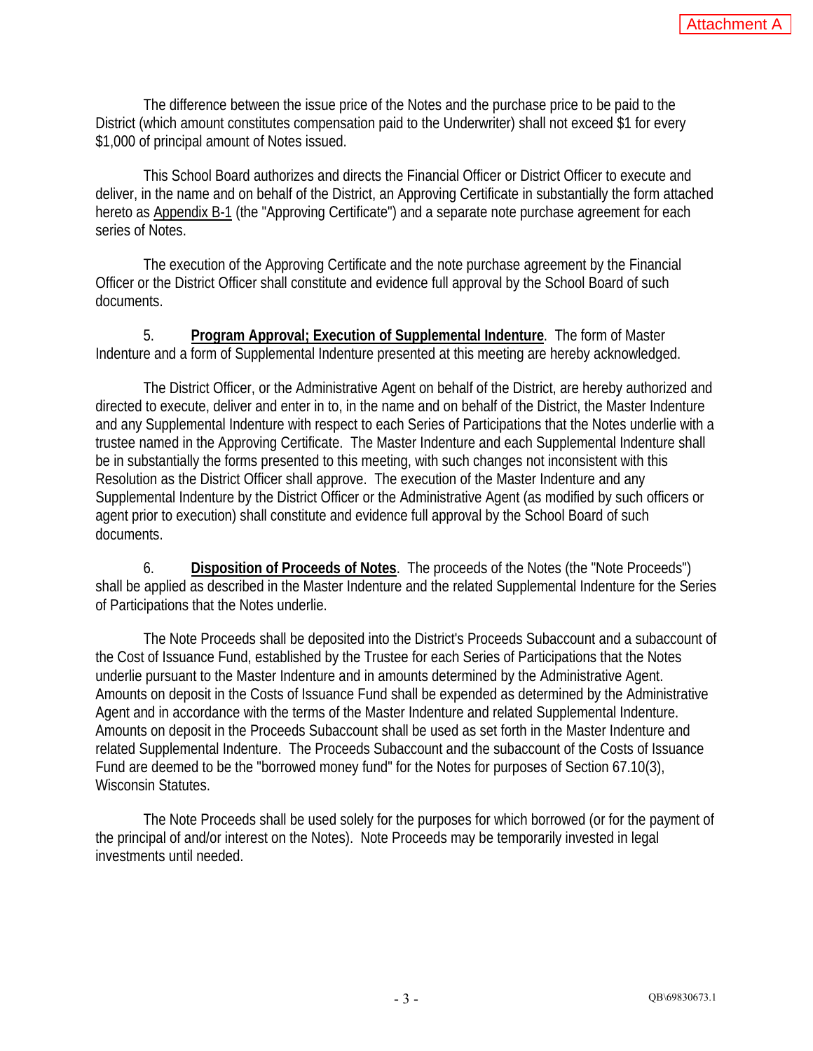Attachment A

The difference between the issue price of the Notes and the purchase price to be paid to the District (which amount constitutes compensation paid to the Underwriter) shall not exceed $1 for every $1,000 of principal amount of Notes issued.

This School Board authorizes and directs the Financial Officer or District Officer to execute and deliver, in the name and on behalf of the District, an Approving Certificate in substantially the form attached hereto as Appendix B-1 (the "Approving Certificate") and a separate note purchase agreement for each series of Notes.

The execution of the Approving Certificate and the note purchase agreement by the Financial Officer or the District Officer shall constitute and evidence full approval by the School Board of such documents.

5. **Program Approval; Execution of Supplemental Indenture**. The form of Master Indenture and a form of Supplemental Indenture presented at this meeting are hereby acknowledged.

The District Officer, or the Administrative Agent on behalf of the District, are hereby authorized and directed to execute, deliver and enter in to, in the name and on behalf of the District, the Master Indenture and any Supplemental Indenture with respect to each Series of Participations that the Notes underlie with a trustee named in the Approving Certificate. The Master Indenture and each Supplemental Indenture shall be in substantially the forms presented to this meeting, with such changes not inconsistent with this Resolution as the District Officer shall approve. The execution of the Master Indenture and any Supplemental Indenture by the District Officer or the Administrative Agent (as modified by such officers or agent prior to execution) shall constitute and evidence full approval by the School Board of such documents.

6. **Disposition of Proceeds of Notes**. The proceeds of the Notes (the "Note Proceeds") shall be applied as described in the Master Indenture and the related Supplemental Indenture for the Series of Participations that the Notes underlie.

The Note Proceeds shall be deposited into the District's Proceeds Subaccount and a subaccount of the Cost of Issuance Fund, established by the Trustee for each Series of Participations that the Notes underlie pursuant to the Master Indenture and in amounts determined by the Administrative Agent. Amounts on deposit in the Costs of Issuance Fund shall be expended as determined by the Administrative Agent and in accordance with the terms of the Master Indenture and related Supplemental Indenture. Amounts on deposit in the Proceeds Subaccount shall be used as set forth in the Master Indenture and related Supplemental Indenture. The Proceeds Subaccount and the subaccount of the Costs of Issuance Fund are deemed to be the "borrowed money fund" for the Notes for purposes of Section 67.10(3), Wisconsin Statutes.

The Note Proceeds shall be used solely for the purposes for which borrowed (or for the payment of the principal of and/or interest on the Notes). Note Proceeds may be temporarily invested in legal investments until needed.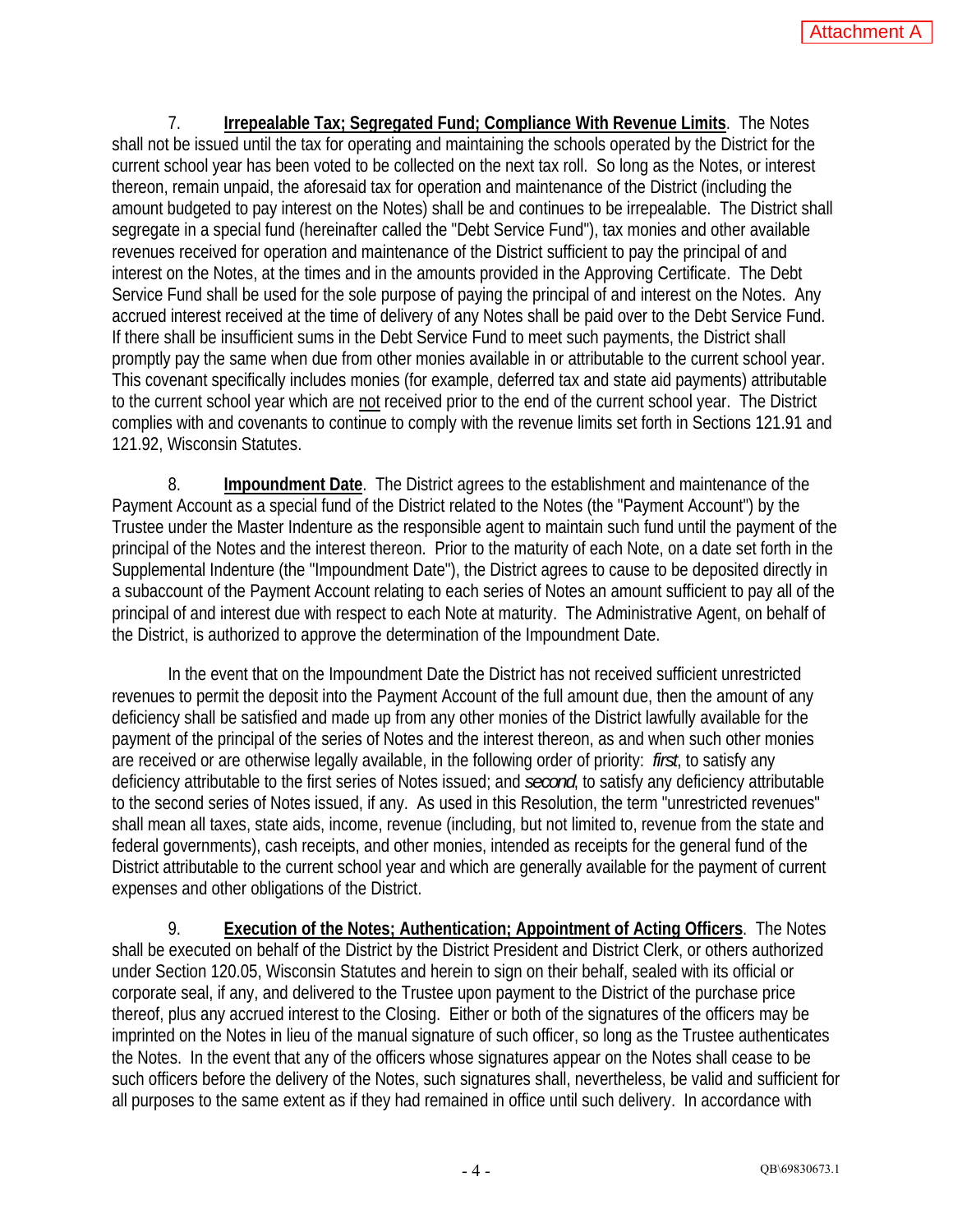7. **Irrepealable Tax; Segregated Fund; Compliance With Revenue Limits**. The Notes shall not be issued until the tax for operating and maintaining the schools operated by the District for the current school year has been voted to be collected on the next tax roll. So long as the Notes, or interest thereon, remain unpaid, the aforesaid tax for operation and maintenance of the District (including the amount budgeted to pay interest on the Notes) shall be and continues to be irrepealable. The District shall segregate in a special fund (hereinafter called the "Debt Service Fund"), tax monies and other available revenues received for operation and maintenance of the District sufficient to pay the principal of and interest on the Notes, at the times and in the amounts provided in the Approving Certificate. The Debt Service Fund shall be used for the sole purpose of paying the principal of and interest on the Notes. Any accrued interest received at the time of delivery of any Notes shall be paid over to the Debt Service Fund. If there shall be insufficient sums in the Debt Service Fund to meet such payments, the District shall promptly pay the same when due from other monies available in or attributable to the current school year. This covenant specifically includes monies (for example, deferred tax and state aid payments) attributable to the current school year which are not received prior to the end of the current school year. The District complies with and covenants to continue to comply with the revenue limits set forth in Sections 121.91 and 121.92, Wisconsin Statutes.

8. **Impoundment Date**. The District agrees to the establishment and maintenance of the Payment Account as a special fund of the District related to the Notes (the "Payment Account") by the Trustee under the Master Indenture as the responsible agent to maintain such fund until the payment of the principal of the Notes and the interest thereon. Prior to the maturity of each Note, on a date set forth in the Supplemental Indenture (the "Impoundment Date"), the District agrees to cause to be deposited directly in a subaccount of the Payment Account relating to each series of Notes an amount sufficient to pay all of the principal of and interest due with respect to each Note at maturity. The Administrative Agent, on behalf of the District, is authorized to approve the determination of the Impoundment Date.

In the event that on the Impoundment Date the District has not received sufficient unrestricted revenues to permit the deposit into the Payment Account of the full amount due, then the amount of any deficiency shall be satisfied and made up from any other monies of the District lawfully available for the payment of the principal of the series of Notes and the interest thereon, as and when such other monies are received or are otherwise legally available, in the following order of priority: *first*, to satisfy any deficiency attributable to the first series of Notes issued; and *second*, to satisfy any deficiency attributable to the second series of Notes issued, if any. As used in this Resolution, the term "unrestricted revenues" shall mean all taxes, state aids, income, revenue (including, but not limited to, revenue from the state and federal governments), cash receipts, and other monies, intended as receipts for the general fund of the District attributable to the current school year and which are generally available for the payment of current expenses and other obligations of the District.

9. **Execution of the Notes; Authentication; Appointment of Acting Officers**. The Notes shall be executed on behalf of the District by the District President and District Clerk, or others authorized under Section 120.05, Wisconsin Statutes and herein to sign on their behalf, sealed with its official or corporate seal, if any, and delivered to the Trustee upon payment to the District of the purchase price thereof, plus any accrued interest to the Closing. Either or both of the signatures of the officers may be imprinted on the Notes in lieu of the manual signature of such officer, so long as the Trustee authenticates the Notes. In the event that any of the officers whose signatures appear on the Notes shall cease to be such officers before the delivery of the Notes, such signatures shall, nevertheless, be valid and sufficient for all purposes to the same extent as if they had remained in office until such delivery. In accordance with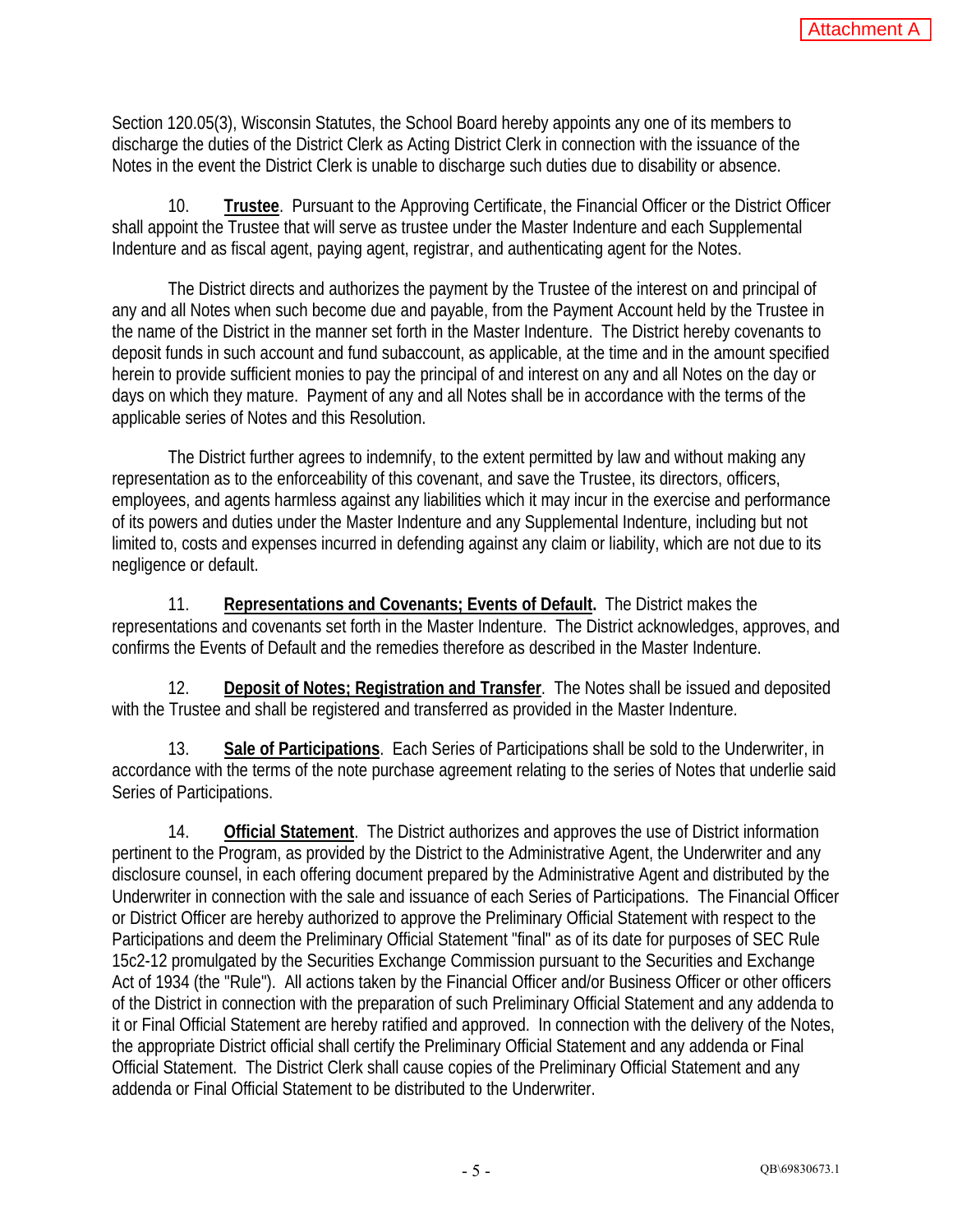Section 120.05(3), Wisconsin Statutes, the School Board hereby appoints any one of its members to discharge the duties of the District Clerk as Acting District Clerk in connection with the issuance of the Notes in the event the District Clerk is unable to discharge such duties due to disability or absence.

10. **Trustee**. Pursuant to the Approving Certificate, the Financial Officer or the District Officer shall appoint the Trustee that will serve as trustee under the Master Indenture and each Supplemental Indenture and as fiscal agent, paying agent, registrar, and authenticating agent for the Notes.

The District directs and authorizes the payment by the Trustee of the interest on and principal of any and all Notes when such become due and payable, from the Payment Account held by the Trustee in the name of the District in the manner set forth in the Master Indenture. The District hereby covenants to deposit funds in such account and fund subaccount, as applicable, at the time and in the amount specified herein to provide sufficient monies to pay the principal of and interest on any and all Notes on the day or days on which they mature. Payment of any and all Notes shall be in accordance with the terms of the applicable series of Notes and this Resolution.

The District further agrees to indemnify, to the extent permitted by law and without making any representation as to the enforceability of this covenant, and save the Trustee, its directors, officers, employees, and agents harmless against any liabilities which it may incur in the exercise and performance of its powers and duties under the Master Indenture and any Supplemental Indenture, including but not limited to, costs and expenses incurred in defending against any claim or liability, which are not due to its negligence or default.

11. **Representations and Covenants; Events of Default.** The District makes the representations and covenants set forth in the Master Indenture. The District acknowledges, approves, and confirms the Events of Default and the remedies therefore as described in the Master Indenture.

12. **Deposit of Notes; Registration and Transfer**. The Notes shall be issued and deposited with the Trustee and shall be registered and transferred as provided in the Master Indenture.

13. **Sale of Participations**. Each Series of Participations shall be sold to the Underwriter, in accordance with the terms of the note purchase agreement relating to the series of Notes that underlie said Series of Participations.

14. **Official Statement**. The District authorizes and approves the use of District information pertinent to the Program, as provided by the District to the Administrative Agent, the Underwriter and any disclosure counsel, in each offering document prepared by the Administrative Agent and distributed by the Underwriter in connection with the sale and issuance of each Series of Participations. The Financial Officer or District Officer are hereby authorized to approve the Preliminary Official Statement with respect to the Participations and deem the Preliminary Official Statement "final" as of its date for purposes of SEC Rule 15c2-12 promulgated by the Securities Exchange Commission pursuant to the Securities and Exchange Act of 1934 (the "Rule"). All actions taken by the Financial Officer and/or Business Officer or other officers of the District in connection with the preparation of such Preliminary Official Statement and any addenda to it or Final Official Statement are hereby ratified and approved. In connection with the delivery of the Notes, the appropriate District official shall certify the Preliminary Official Statement and any addenda or Final Official Statement. The District Clerk shall cause copies of the Preliminary Official Statement and any addenda or Final Official Statement to be distributed to the Underwriter.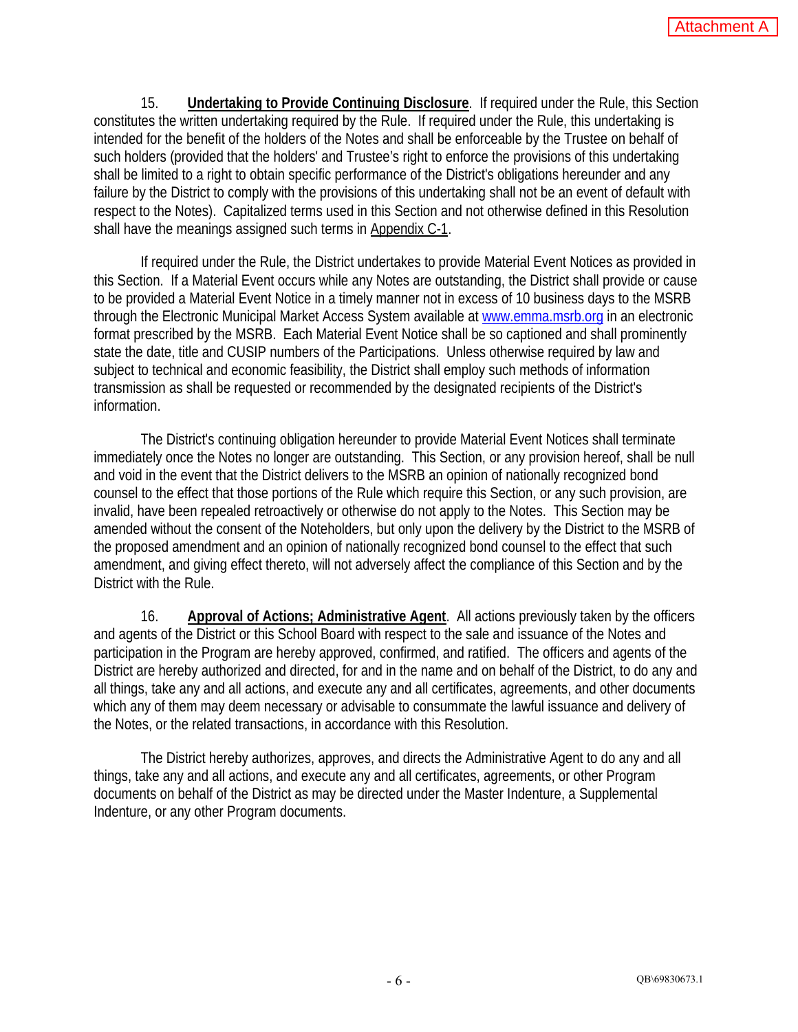15. **Undertaking to Provide Continuing Disclosure**. If required under the Rule, this Section constitutes the written undertaking required by the Rule. If required under the Rule, this undertaking is intended for the benefit of the holders of the Notes and shall be enforceable by the Trustee on behalf of such holders (provided that the holders' and Trustee's right to enforce the provisions of this undertaking shall be limited to a right to obtain specific performance of the District's obligations hereunder and any failure by the District to comply with the provisions of this undertaking shall not be an event of default with respect to the Notes). Capitalized terms used in this Section and not otherwise defined in this Resolution shall have the meanings assigned such terms in Appendix C-1.

If required under the Rule, the District undertakes to provide Material Event Notices as provided in this Section. If a Material Event occurs while any Notes are outstanding, the District shall provide or cause to be provided a Material Event Notice in a timely manner not in excess of 10 business days to the MSRB through the Electronic Municipal Market Access System available at www.emma.msrb.org in an electronic format prescribed by the MSRB. Each Material Event Notice shall be so captioned and shall prominently state the date, title and CUSIP numbers of the Participations. Unless otherwise required by law and subject to technical and economic feasibility, the District shall employ such methods of information transmission as shall be requested or recommended by the designated recipients of the District's information.

The District's continuing obligation hereunder to provide Material Event Notices shall terminate immediately once the Notes no longer are outstanding. This Section, or any provision hereof, shall be null and void in the event that the District delivers to the MSRB an opinion of nationally recognized bond counsel to the effect that those portions of the Rule which require this Section, or any such provision, are invalid, have been repealed retroactively or otherwise do not apply to the Notes. This Section may be amended without the consent of the Noteholders, but only upon the delivery by the District to the MSRB of the proposed amendment and an opinion of nationally recognized bond counsel to the effect that such amendment, and giving effect thereto, will not adversely affect the compliance of this Section and by the District with the Rule.

16. **Approval of Actions; Administrative Agent**. All actions previously taken by the officers and agents of the District or this School Board with respect to the sale and issuance of the Notes and participation in the Program are hereby approved, confirmed, and ratified. The officers and agents of the District are hereby authorized and directed, for and in the name and on behalf of the District, to do any and all things, take any and all actions, and execute any and all certificates, agreements, and other documents which any of them may deem necessary or advisable to consummate the lawful issuance and delivery of the Notes, or the related transactions, in accordance with this Resolution.

The District hereby authorizes, approves, and directs the Administrative Agent to do any and all things, take any and all actions, and execute any and all certificates, agreements, or other Program documents on behalf of the District as may be directed under the Master Indenture, a Supplemental Indenture, or any other Program documents.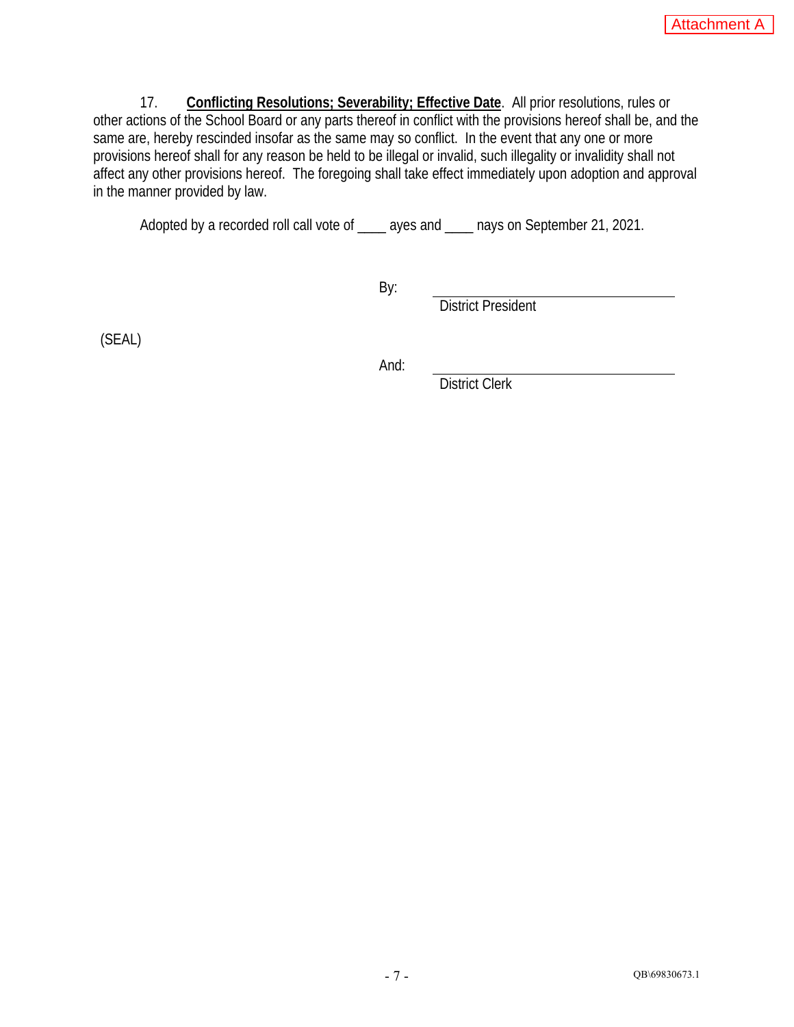Attachment A

17. **Conflicting Resolutions; Severability; Effective Date**. All prior resolutions, rules or other actions of the School Board or any parts thereof in conflict with the provisions hereof shall be, and the same are, hereby rescinded insofar as the same may so conflict. In the event that any one or more provisions hereof shall for any reason be held to be illegal or invalid, such illegality or invalidity shall not affect any other provisions hereof. The foregoing shall take effect immediately upon adoption and approval in the manner provided by law.

Adopted by a recorded roll call vote of ____ ayes and ____ nays on September 21, 2021.

By: ______________________________
District President

(SEAL)

And: ______________________________
District Clerk

QB\69830673.1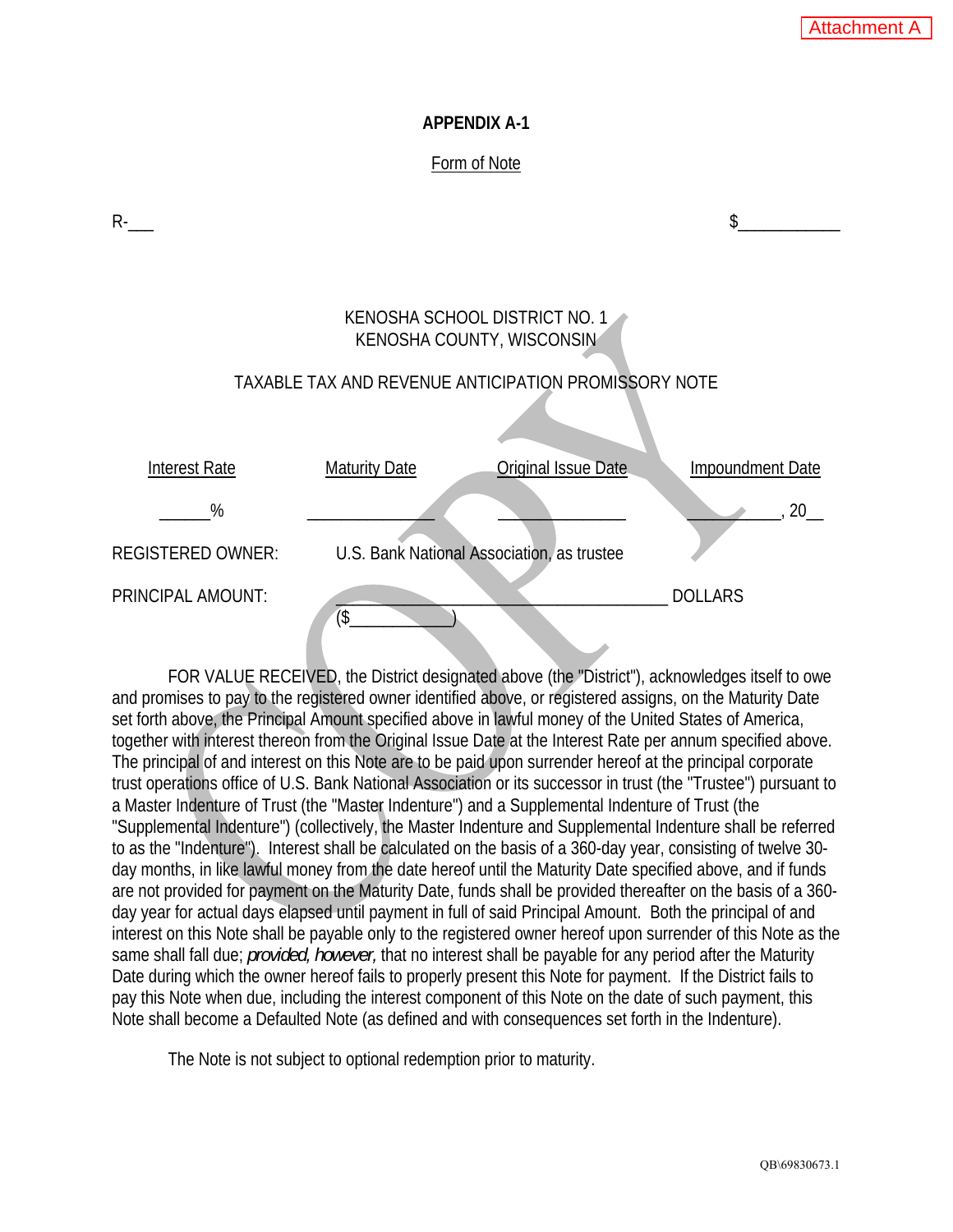Attachment A

**APPENDIX A-1**

Form of Note

R-___ $___________

KENOSHA SCHOOL DISTRICT NO. 1
KENOSHA COUNTY, WISCONSIN

TAXABLE TAX AND REVENUE ANTICIPATION PROMISSORY NOTE

| Interest Rate | Maturity Date | Original Issue Date | Impoundment Date |
|---|---|---|---|
| _____% | ______________ | ______________ | __________, 20__ |

REGISTERED OWNER: U.S. Bank National Association, as trustee

PRINCIPAL AMOUNT: ______________________________________ DOLLARS
($___________)

FOR VALUE RECEIVED, the District designated above (the "District"), acknowledges itself to owe and promises to pay to the registered owner identified above, or registered assigns, on the Maturity Date set forth above, the Principal Amount specified above in lawful money of the United States of America, together with interest thereon from the Original Issue Date at the Interest Rate per annum specified above. The principal of and interest on this Note are to be paid upon surrender hereof at the principal corporate trust operations office of U.S. Bank National Association or its successor in trust (the "Trustee") pursuant to a Master Indenture of Trust (the "Master Indenture") and a Supplemental Indenture of Trust (the "Supplemental Indenture") (collectively, the Master Indenture and Supplemental Indenture shall be referred to as the "Indenture"). Interest shall be calculated on the basis of a 360-day year, consisting of twelve 30-day months, in like lawful money from the date hereof until the Maturity Date specified above, and if funds are not provided for payment on the Maturity Date, funds shall be provided thereafter on the basis of a 360-day year for actual days elapsed until payment in full of said Principal Amount. Both the principal of and interest on this Note shall be payable only to the registered owner hereof upon surrender of this Note as the same shall fall due; *provided, however,* that no interest shall be payable for any period after the Maturity Date during which the owner hereof fails to properly present this Note for payment. If the District fails to pay this Note when due, including the interest component of this Note on the date of such payment, this Note shall become a Defaulted Note (as defined and with consequences set forth in the Indenture).

The Note is not subject to optional redemption prior to maturity.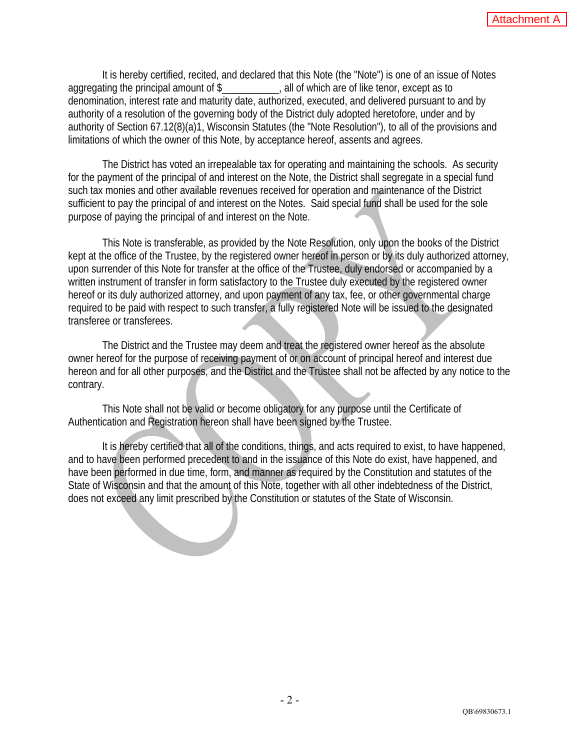It is hereby certified, recited, and declared that this Note (the "Note") is one of an issue of Notes aggregating the principal amount of $___________, all of which are of like tenor, except as to denomination, interest rate and maturity date, authorized, executed, and delivered pursuant to and by authority of a resolution of the governing body of the District duly adopted heretofore, under and by authority of Section 67.12(8)(a)1, Wisconsin Statutes (the "Note Resolution"), to all of the provisions and limitations of which the owner of this Note, by acceptance hereof, assents and agrees.

The District has voted an irrepealable tax for operating and maintaining the schools. As security for the payment of the principal of and interest on the Note, the District shall segregate in a special fund such tax monies and other available revenues received for operation and maintenance of the District sufficient to pay the principal of and interest on the Notes. Said special fund shall be used for the sole purpose of paying the principal of and interest on the Note.

This Note is transferable, as provided by the Note Resolution, only upon the books of the District kept at the office of the Trustee, by the registered owner hereof in person or by its duly authorized attorney, upon surrender of this Note for transfer at the office of the Trustee, duly endorsed or accompanied by a written instrument of transfer in form satisfactory to the Trustee duly executed by the registered owner hereof or its duly authorized attorney, and upon payment of any tax, fee, or other governmental charge required to be paid with respect to such transfer, a fully registered Note will be issued to the designated transferee or transferees.

The District and the Trustee may deem and treat the registered owner hereof as the absolute owner hereof for the purpose of receiving payment of or on account of principal hereof and interest due hereon and for all other purposes, and the District and the Trustee shall not be affected by any notice to the contrary.

This Note shall not be valid or become obligatory for any purpose until the Certificate of Authentication and Registration hereon shall have been signed by the Trustee.

It is hereby certified that all of the conditions, things, and acts required to exist, to have happened, and to have been performed precedent to and in the issuance of this Note do exist, have happened, and have been performed in due time, form, and manner as required by the Constitution and statutes of the State of Wisconsin and that the amount of this Note, together with all other indebtedness of the District, does not exceed any limit prescribed by the Constitution or statutes of the State of Wisconsin.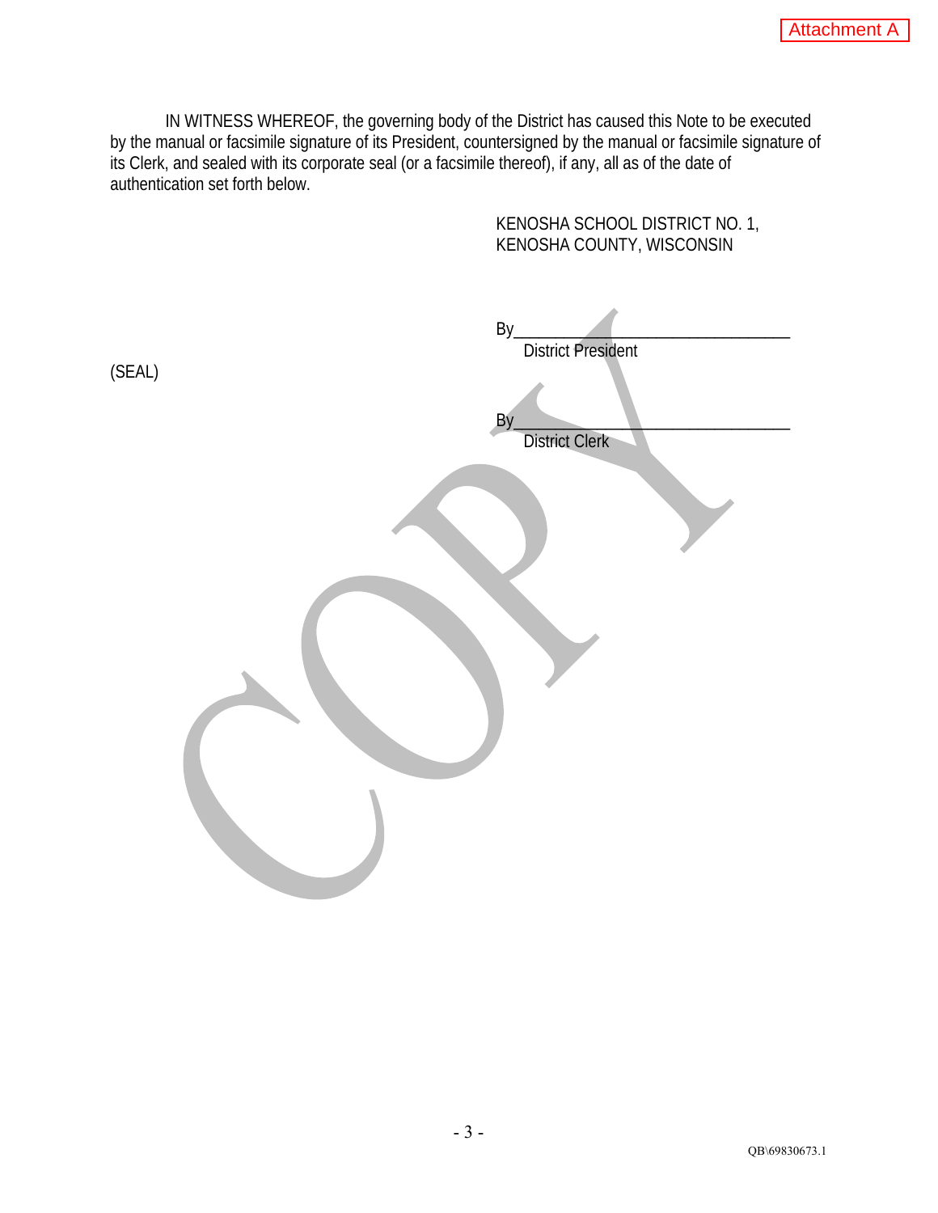Attachment A

IN WITNESS WHEREOF, the governing body of the District has caused this Note to be executed by the manual or facsimile signature of its President, countersigned by the manual or facsimile signature of its Clerk, and sealed with its corporate seal (or a facsimile thereof), if any, all as of the date of authentication set forth below.

KENOSHA SCHOOL DISTRICT NO. 1,
KENOSHA COUNTY, WISCONSIN

By_________________________________
District President

(SEAL)

By_________________________________
District Clerk

COPY

QB\69830673.1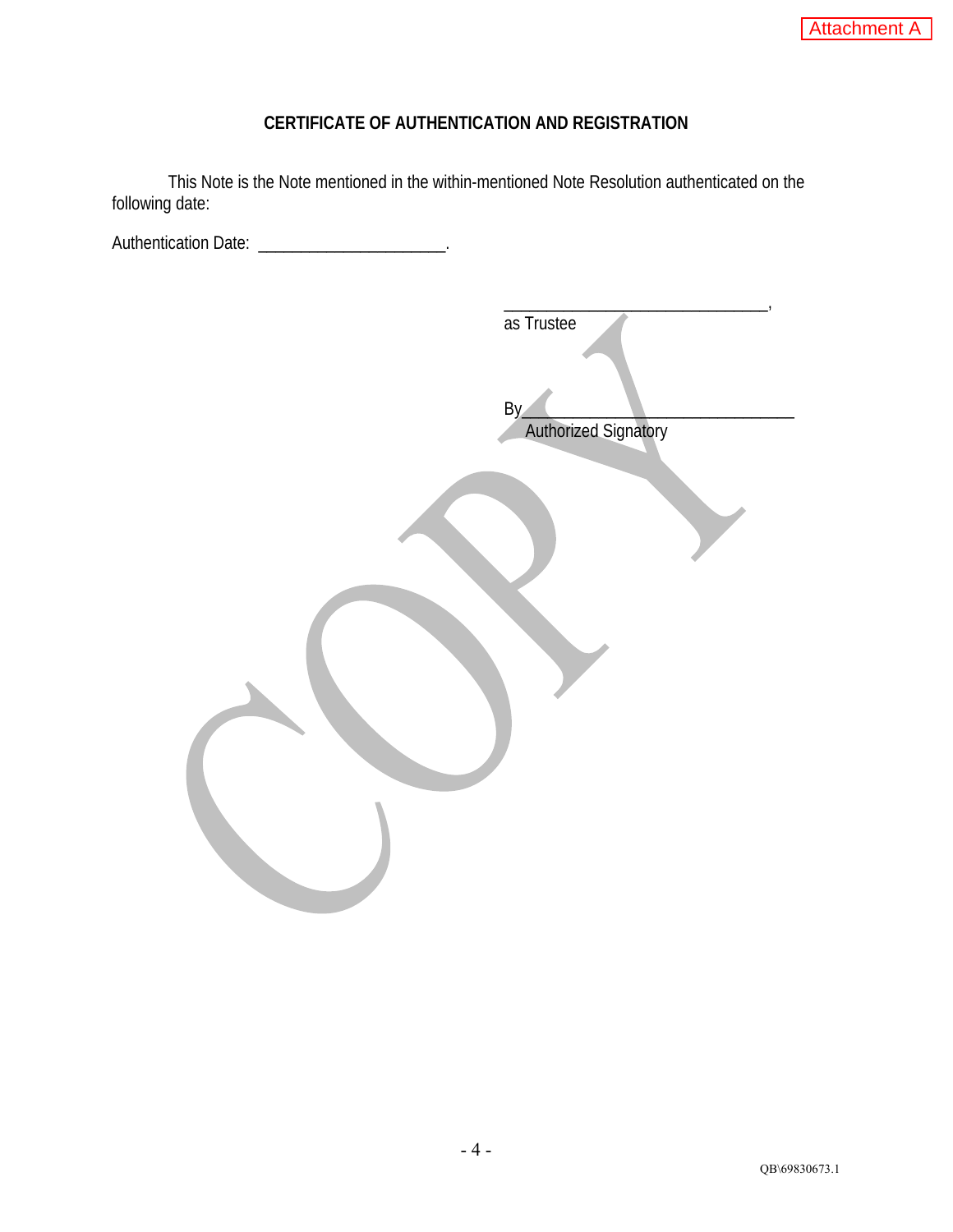Attachment A

## CERTIFICATE OF AUTHENTICATION AND REGISTRATION

This Note is the Note mentioned in the within-mentioned Note Resolution authenticated on the following date:

Authentication Date: ______________________.

______________________________,
as Trustee

By______________________________
Authorized Signatory

QB\69830673.1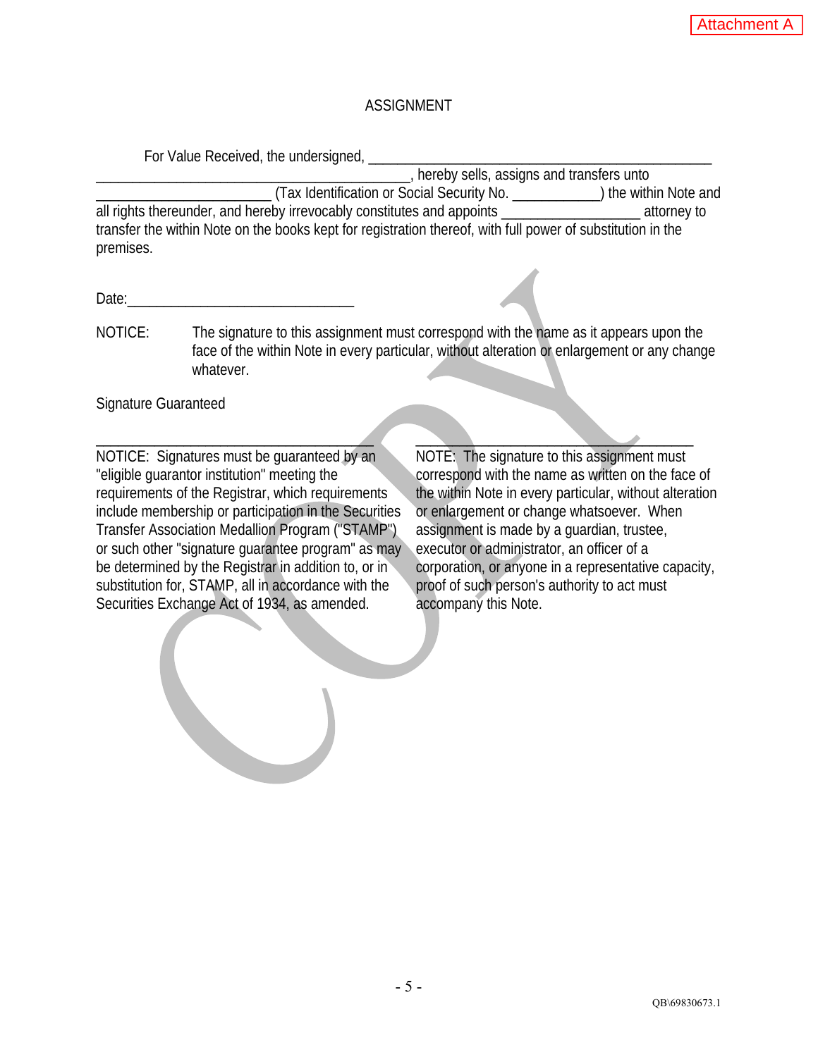Attachment A

# ASSIGNMENT

For Value Received, the undersigned, _______________________________________________ _____________________________________________, hereby sells, assigns and transfers unto ________________________ (Tax Identification or Social Security No. ___________) the within Note and all rights thereunder, and hereby irrevocably constitutes and appoints __________________ attorney to transfer the within Note on the books kept for registration thereof, with full power of substitution in the premises.

Date:______________________________

NOTICE: The signature to this assignment must correspond with the name as it appears upon the face of the within Note in every particular, without alteration or enlargement or any change whatever.

Signature Guaranteed

_______________________________________

NOTICE: Signatures must be guaranteed by an "eligible guarantor institution" meeting the requirements of the Registrar, which requirements include membership or participation in the Securities Transfer Association Medallion Program ("STAMP") or such other "signature guarantee program" as may be determined by the Registrar in addition to, or in substitution for, STAMP, all in accordance with the Securities Exchange Act of 1934, as amended.

_______________________________________

NOTE: The signature to this assignment must correspond with the name as written on the face of the within Note in every particular, without alteration or enlargement or change whatsoever. When assignment is made by a guardian, trustee, executor or administrator, an officer of a corporation, or anyone in a representative capacity, proof of such person's authority to act must accompany this Note.

QB\69830673.1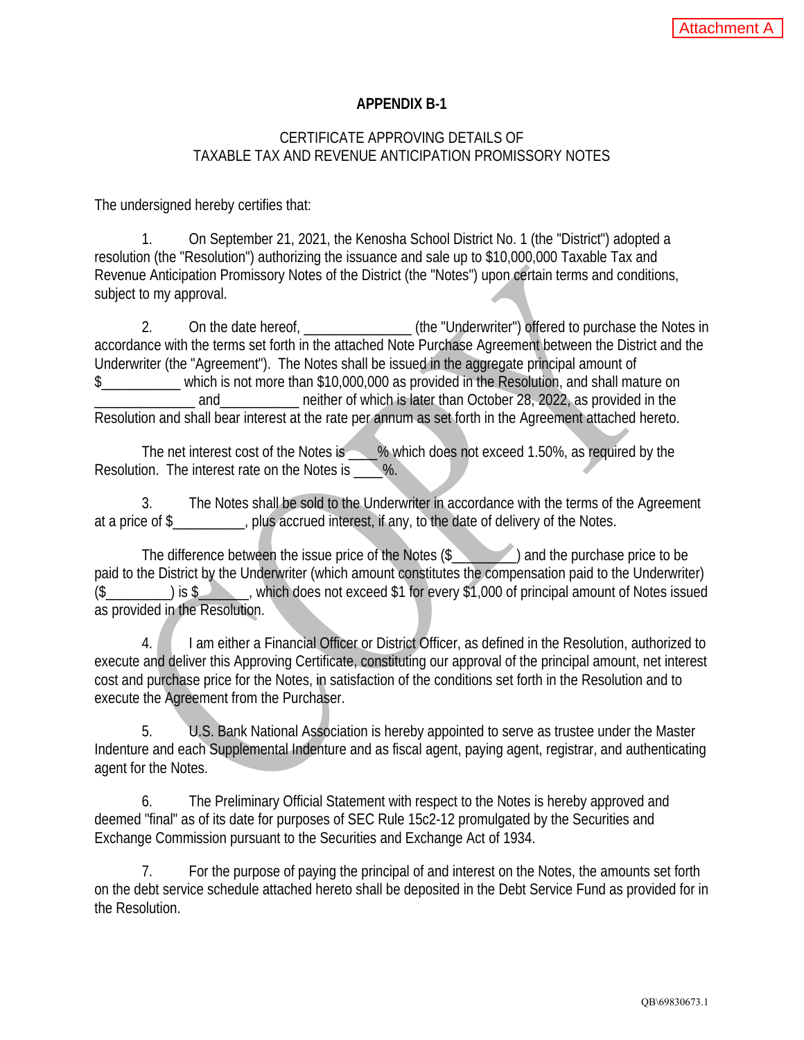Attachment A

## APPENDIX B-1

CERTIFICATE APPROVING DETAILS OF
TAXABLE TAX AND REVENUE ANTICIPATION PROMISSORY NOTES

The undersigned hereby certifies that:

1. On September 21, 2021, the Kenosha School District No. 1 (the "District") adopted a resolution (the "Resolution") authorizing the issuance and sale up to $10,000,000 Taxable Tax and Revenue Anticipation Promissory Notes of the District (the "Notes") upon certain terms and conditions, subject to my approval.

2. On the date hereof, _______________ (the "Underwriter") offered to purchase the Notes in accordance with the terms set forth in the attached Note Purchase Agreement between the District and the Underwriter (the "Agreement"). The Notes shall be issued in the aggregate principal amount of $___________ which is not more than $10,000,000 as provided in the Resolution, and shall mature on ______________ and___________ neither of which is later than October 28, 2022, as provided in the Resolution and shall bear interest at the rate per annum as set forth in the Agreement attached hereto.

The net interest cost of the Notes is ____% which does not exceed 1.50%, as required by the Resolution. The interest rate on the Notes is ____%.

3. The Notes shall be sold to the Underwriter in accordance with the terms of the Agreement at a price of $__________, plus accrued interest, if any, to the date of delivery of the Notes.

The difference between the issue price of the Notes ($_________) and the purchase price to be paid to the District by the Underwriter (which amount constitutes the compensation paid to the Underwriter) ($_________) is $_______, which does not exceed $1 for every $1,000 of principal amount of Notes issued as provided in the Resolution.

4. I am either a Financial Officer or District Officer, as defined in the Resolution, authorized to execute and deliver this Approving Certificate, constituting our approval of the principal amount, net interest cost and purchase price for the Notes, in satisfaction of the conditions set forth in the Resolution and to execute the Agreement from the Purchaser.

5. U.S. Bank National Association is hereby appointed to serve as trustee under the Master Indenture and each Supplemental Indenture and as fiscal agent, paying agent, registrar, and authenticating agent for the Notes.

6. The Preliminary Official Statement with respect to the Notes is hereby approved and deemed "final" as of its date for purposes of SEC Rule 15c2-12 promulgated by the Securities and Exchange Commission pursuant to the Securities and Exchange Act of 1934.

7. For the purpose of paying the principal of and interest on the Notes, the amounts set forth on the debt service schedule attached hereto shall be deposited in the Debt Service Fund as provided for in the Resolution.

QB\69830673.1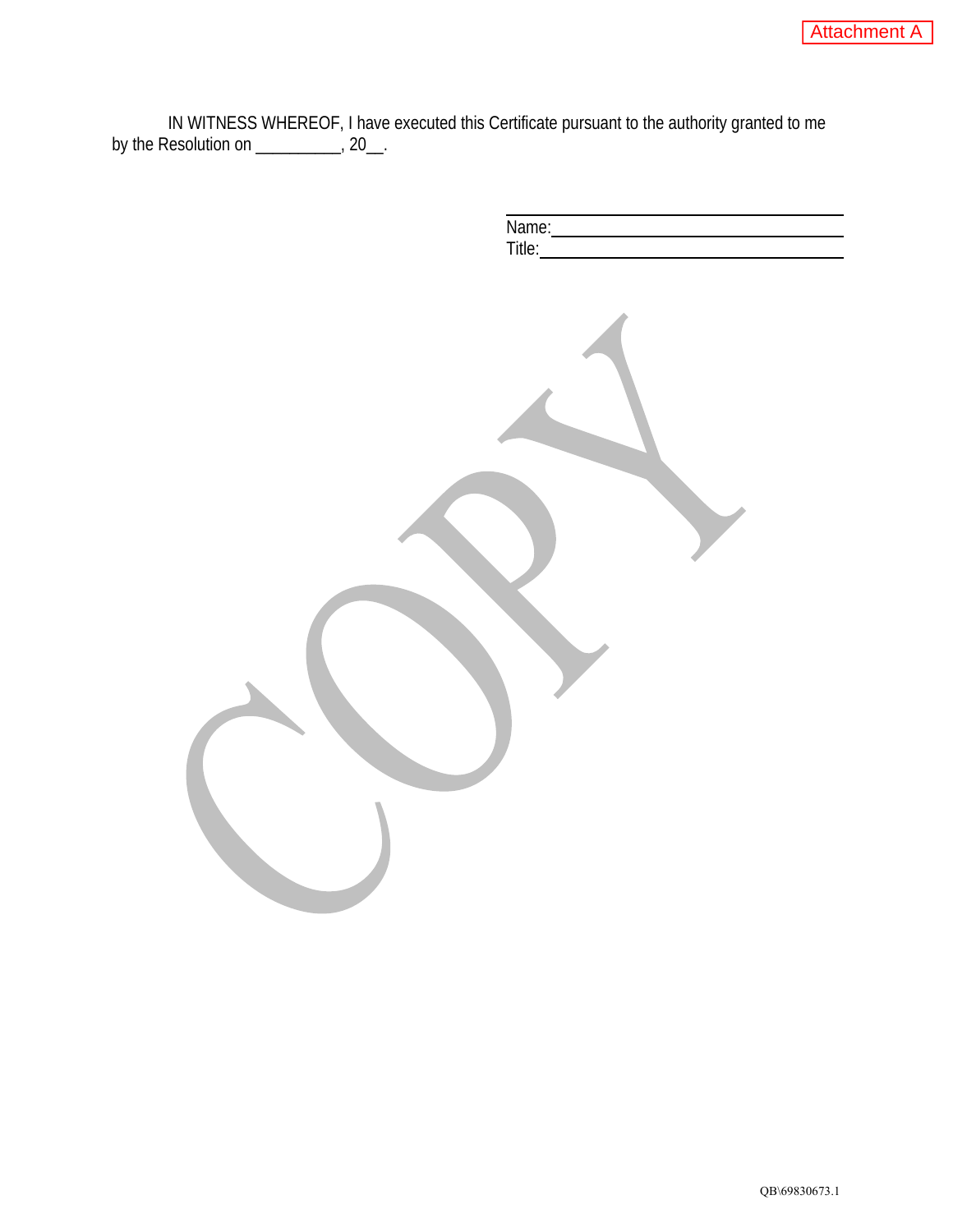Attachment A

IN WITNESS WHEREOF, I have executed this Certificate pursuant to the authority granted to me by the Resolution on __________, 20__.

______________________________
Name: __________________________
Title: ___________________________

QB\69830673.1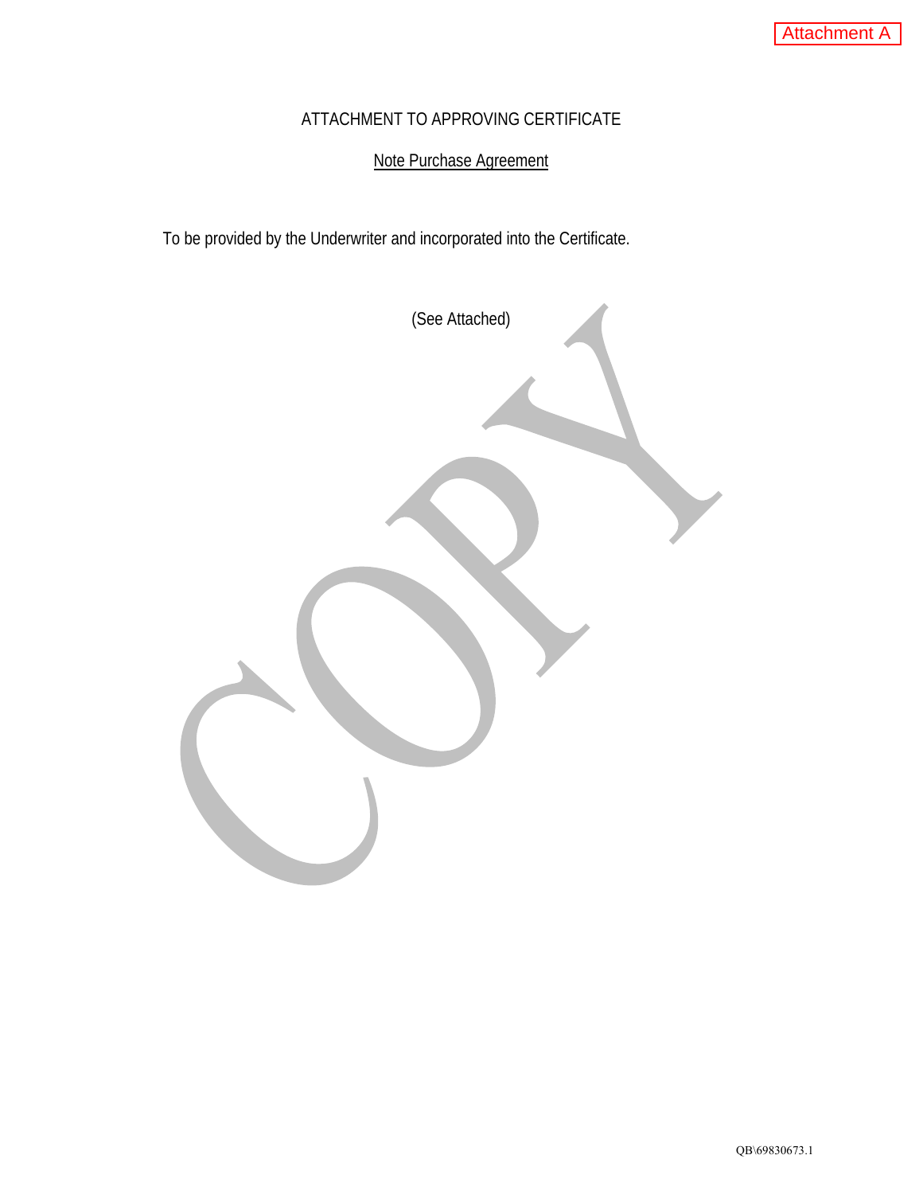Attachment A

ATTACHMENT TO APPROVING CERTIFICATE

Note Purchase Agreement

To be provided by the Underwriter and incorporated into the Certificate.

(See Attached)

QB\69830673.1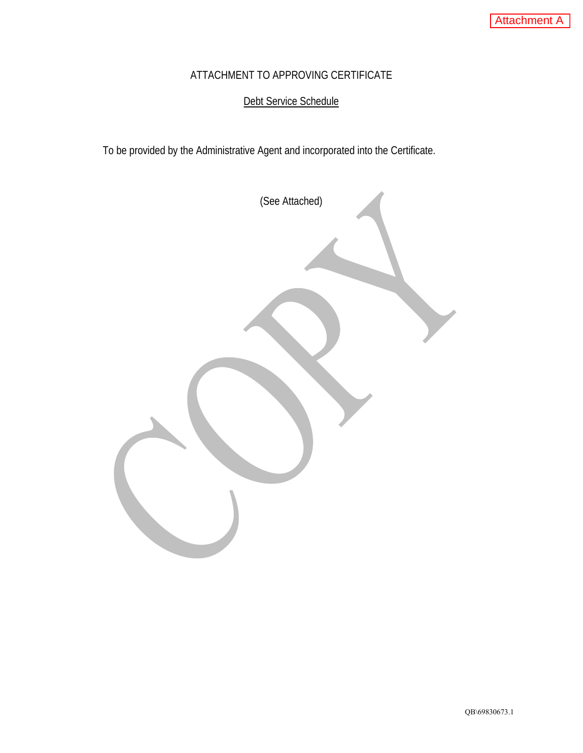Attachment A

# ATTACHMENT TO APPROVING CERTIFICATE

## Debt Service Schedule

To be provided by the Administrative Agent and incorporated into the Certificate.

(See Attached)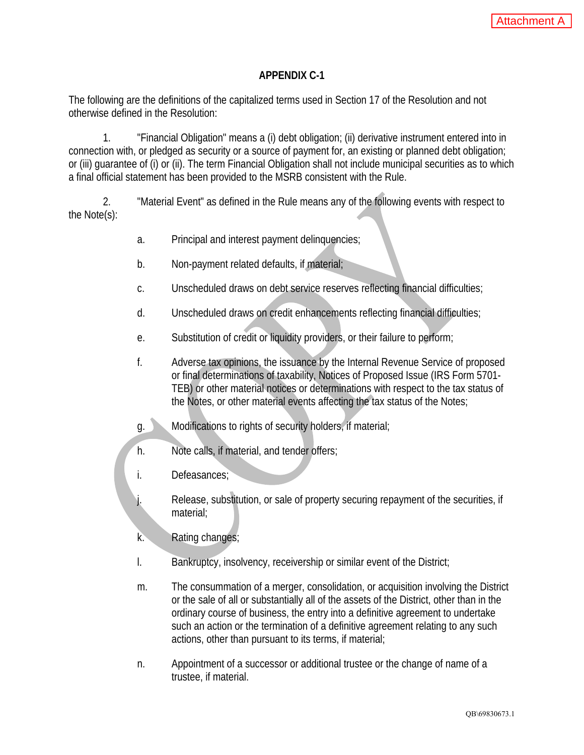Attachment A

## APPENDIX C-1

The following are the definitions of the capitalized terms used in Section 17 of the Resolution and not otherwise defined in the Resolution:

1. "Financial Obligation" means a (i) debt obligation; (ii) derivative instrument entered into in connection with, or pledged as security or a source of payment for, an existing or planned debt obligation; or (iii) guarantee of (i) or (ii). The term Financial Obligation shall not include municipal securities as to which a final official statement has been provided to the MSRB consistent with the Rule.

2. "Material Event" as defined in the Rule means any of the following events with respect to the Note(s):

   a. Principal and interest payment delinquencies;

   b. Non-payment related defaults, if material;

   c. Unscheduled draws on debt service reserves reflecting financial difficulties;

   d. Unscheduled draws on credit enhancements reflecting financial difficulties;

   e. Substitution of credit or liquidity providers, or their failure to perform;

   f. Adverse tax opinions, the issuance by the Internal Revenue Service of proposed or final determinations of taxability, Notices of Proposed Issue (IRS Form 5701-TEB) or other material notices or determinations with respect to the tax status of the Notes, or other material events affecting the tax status of the Notes;

   g. Modifications to rights of security holders, if material;

   h. Note calls, if material, and tender offers;

   i. Defeasances;

   j. Release, substitution, or sale of property securing repayment of the securities, if material;

   k. Rating changes;

   l. Bankruptcy, insolvency, receivership or similar event of the District;

   m. The consummation of a merger, consolidation, or acquisition involving the District or the sale of all or substantially all of the assets of the District, other than in the ordinary course of business, the entry into a definitive agreement to undertake such an action or the termination of a definitive agreement relating to any such actions, other than pursuant to its terms, if material;

   n. Appointment of a successor or additional trustee or the change of name of a trustee, if material.

QB\69830673.1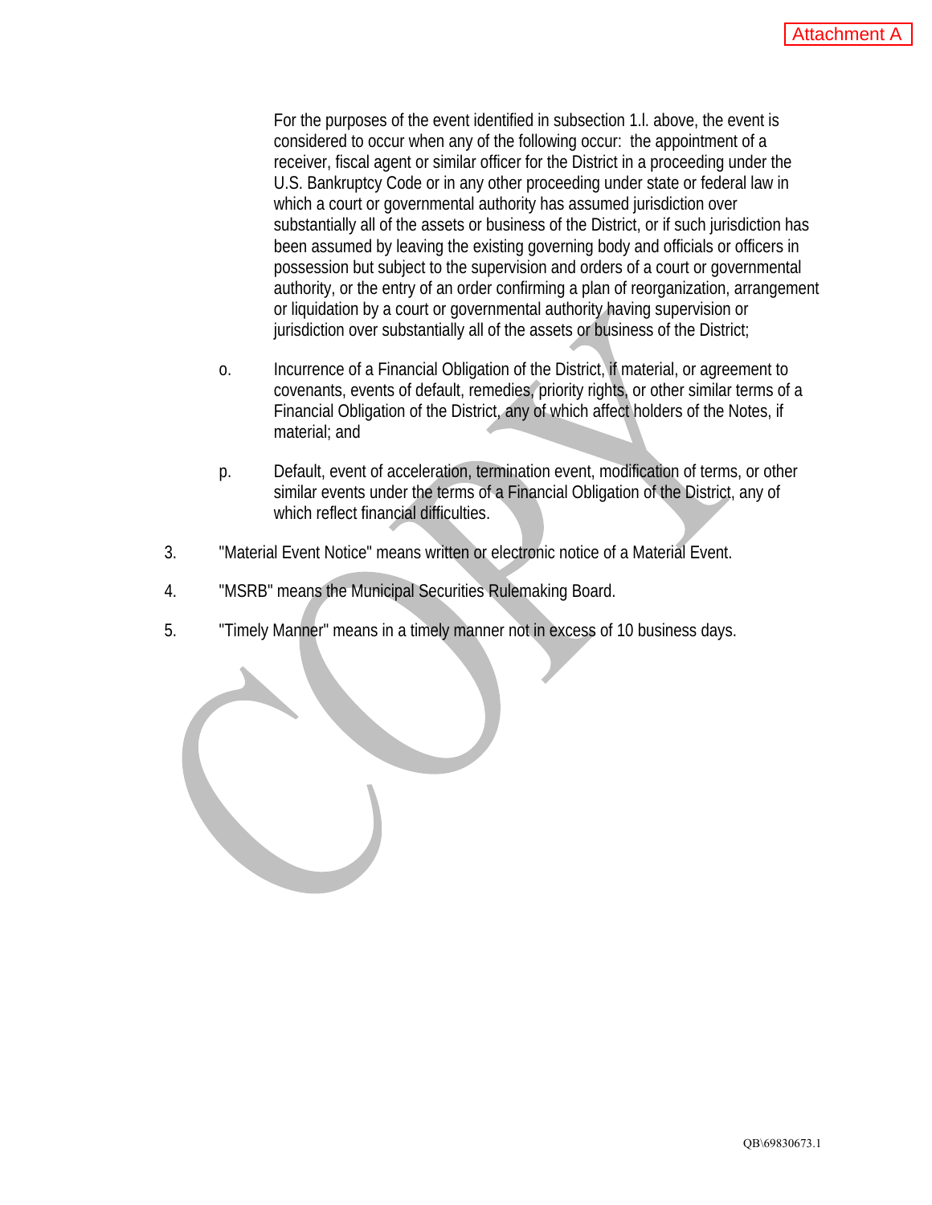Attachment A

For the purposes of the event identified in subsection 1.l. above, the event is considered to occur when any of the following occur: the appointment of a receiver, fiscal agent or similar officer for the District in a proceeding under the U.S. Bankruptcy Code or in any other proceeding under state or federal law in which a court or governmental authority has assumed jurisdiction over substantially all of the assets or business of the District, or if such jurisdiction has been assumed by leaving the existing governing body and officials or officers in possession but subject to the supervision and orders of a court or governmental authority, or the entry of an order confirming a plan of reorganization, arrangement or liquidation by a court or governmental authority having supervision or jurisdiction over substantially all of the assets or business of the District;

o. Incurrence of a Financial Obligation of the District, if material, or agreement to covenants, events of default, remedies, priority rights, or other similar terms of a Financial Obligation of the District, any of which affect holders of the Notes, if material; and

p. Default, event of acceleration, termination event, modification of terms, or other similar events under the terms of a Financial Obligation of the District, any of which reflect financial difficulties.

3. "Material Event Notice" means written or electronic notice of a Material Event.

4. "MSRB" means the Municipal Securities Rulemaking Board.

5. "Timely Manner" means in a timely manner not in excess of 10 business days.

QB\69830673.1